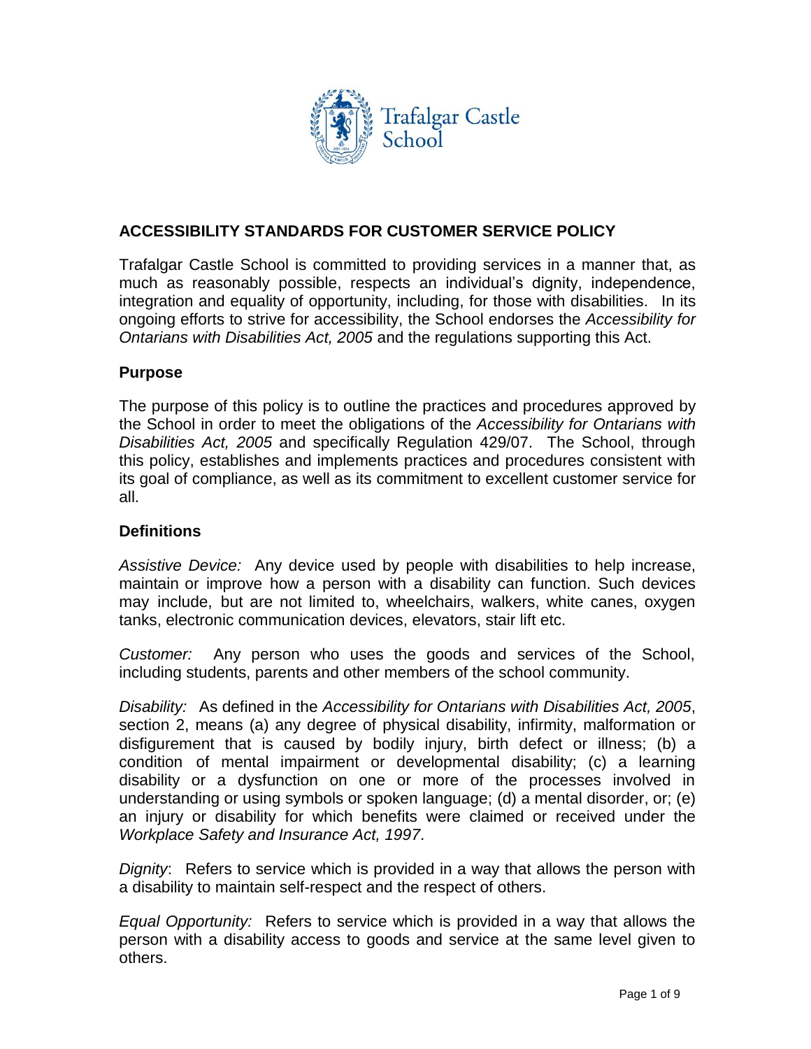Trafalgar Castle School

## ACCESSIBILITY STANDARDS FOR CUSTOMER SERVICE POLICY

Trafalgar Castle School is committed to providing services in a manner that, as much as reasonably possible, respects an individual's dignity, independence, integration and equality of opportunity, including, for those with disabilities. In its ongoing efforts to strive for accessibility, the School endorses the *Accessibility for Ontarians with Disabilities Act, 2005* and the regulations supporting this Act.

### Purpose

The purpose of this policy is to outline the practices and procedures approved by the School in order to meet the obligations of the *Accessibility for Ontarians with Disabilities Act, 2005* and specifically Regulation 429/07. The School, through this policy, establishes and implements practices and procedures consistent with its goal of compliance, as well as its commitment to excellent customer service for all.

### Definitions

*Assistive Device:* Any device used by people with disabilities to help increase, maintain or improve how a person with a disability can function. Such devices may include, but are not limited to, wheelchairs, walkers, white canes, oxygen tanks, electronic communication devices, elevators, stair lift etc.

*Customer:* Any person who uses the goods and services of the School, including students, parents and other members of the school community.

*Disability:* As defined in the *Accessibility for Ontarians with Disabilities Act, 2005*, section 2, means (a) any degree of physical disability, infirmity, malformation or disfigurement that is caused by bodily injury, birth defect or illness; (b) a condition of mental impairment or developmental disability; (c) a learning disability or a dysfunction on one or more of the processes involved in understanding or using symbols or spoken language; (d) a mental disorder, or; (e) an injury or disability for which benefits were claimed or received under the *Workplace Safety and Insurance Act, 1997*.

*Dignity*: Refers to service which is provided in a way that allows the person with a disability to maintain self-respect and the respect of others.

*Equal Opportunity:* Refers to service which is provided in a way that allows the person with a disability access to goods and service at the same level given to others.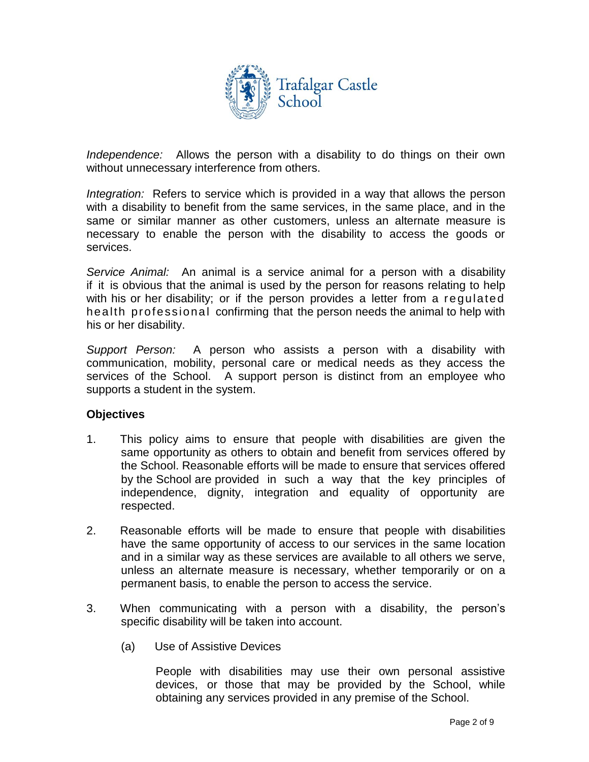*Independence:* Allows the person with a disability to do things on their own without unnecessary interference from others.

*Integration:* Refers to service which is provided in a way that allows the person with a disability to benefit from the same services, in the same place, and in the same or similar manner as other customers, unless an alternate measure is necessary to enable the person with the disability to access the goods or services.

*Service Animal:* An animal is a service animal for a person with a disability if it is obvious that the animal is used by the person for reasons relating to help with his or her disability; or if the person provides a letter from a regulated health professional confirming that the person needs the animal to help with his or her disability.

*Support Person:* A person who assists a person with a disability with communication, mobility, personal care or medical needs as they access the services of the School. A support person is distinct from an employee who supports a student in the system.

**Objectives**

1. This policy aims to ensure that people with disabilities are given the same opportunity as others to obtain and benefit from services offered by the School. Reasonable efforts will be made to ensure that services offered by the School are provided in such a way that the key principles of independence, dignity, integration and equality of opportunity are respected.

2. Reasonable efforts will be made to ensure that people with disabilities have the same opportunity of access to our services in the same location and in a similar way as these services are available to all others we serve, unless an alternate measure is necessary, whether temporarily or on a permanent basis, to enable the person to access the service.

3. When communicating with a person with a disability, the person's specific disability will be taken into account.

   (a) Use of Assistive Devices

   People with disabilities may use their own personal assistive devices, or those that may be provided by the School, while obtaining any services provided in any premise of the School.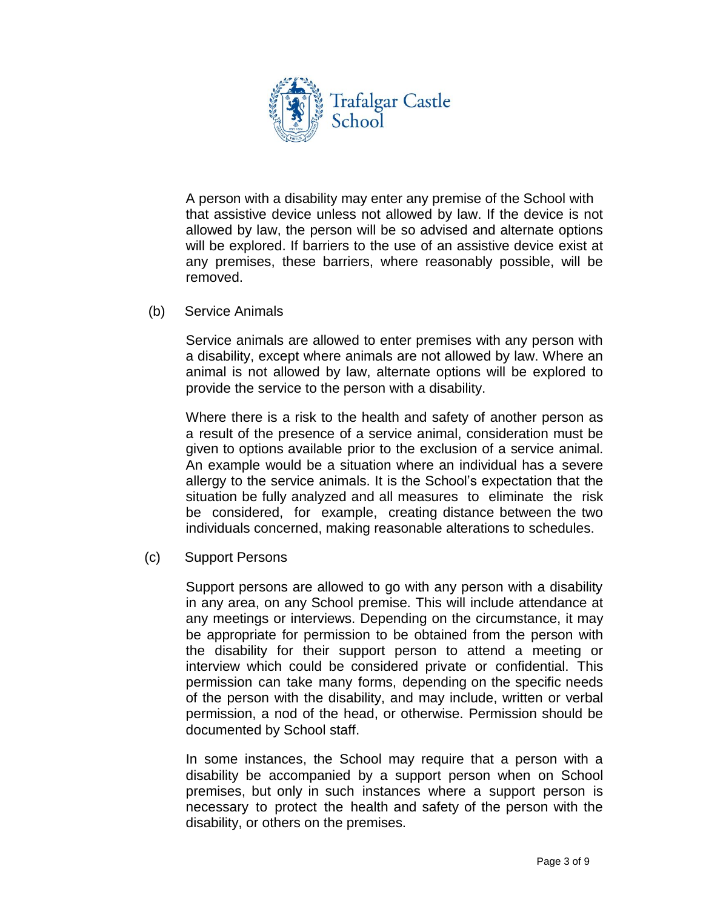A person with a disability may enter any premise of the School with that assistive device unless not allowed by law. If the device is not allowed by law, the person will be so advised and alternate options will be explored. If barriers to the use of an assistive device exist at any premises, these barriers, where reasonably possible, will be removed.

(b) Service Animals

Service animals are allowed to enter premises with any person with a disability, except where animals are not allowed by law. Where an animal is not allowed by law, alternate options will be explored to provide the service to the person with a disability.

Where there is a risk to the health and safety of another person as a result of the presence of a service animal, consideration must be given to options available prior to the exclusion of a service animal. An example would be a situation where an individual has a severe allergy to the service animals. It is the School's expectation that the situation be fully analyzed and all measures to eliminate the risk be considered, for example, creating distance between the two individuals concerned, making reasonable alterations to schedules.

(c) Support Persons

Support persons are allowed to go with any person with a disability in any area, on any School premise. This will include attendance at any meetings or interviews. Depending on the circumstance, it may be appropriate for permission to be obtained from the person with the disability for their support person to attend a meeting or interview which could be considered private or confidential. This permission can take many forms, depending on the specific needs of the person with the disability, and may include, written or verbal permission, a nod of the head, or otherwise. Permission should be documented by School staff.

In some instances, the School may require that a person with a disability be accompanied by a support person when on School premises, but only in such instances where a support person is necessary to protect the health and safety of the person with the disability, or others on the premises.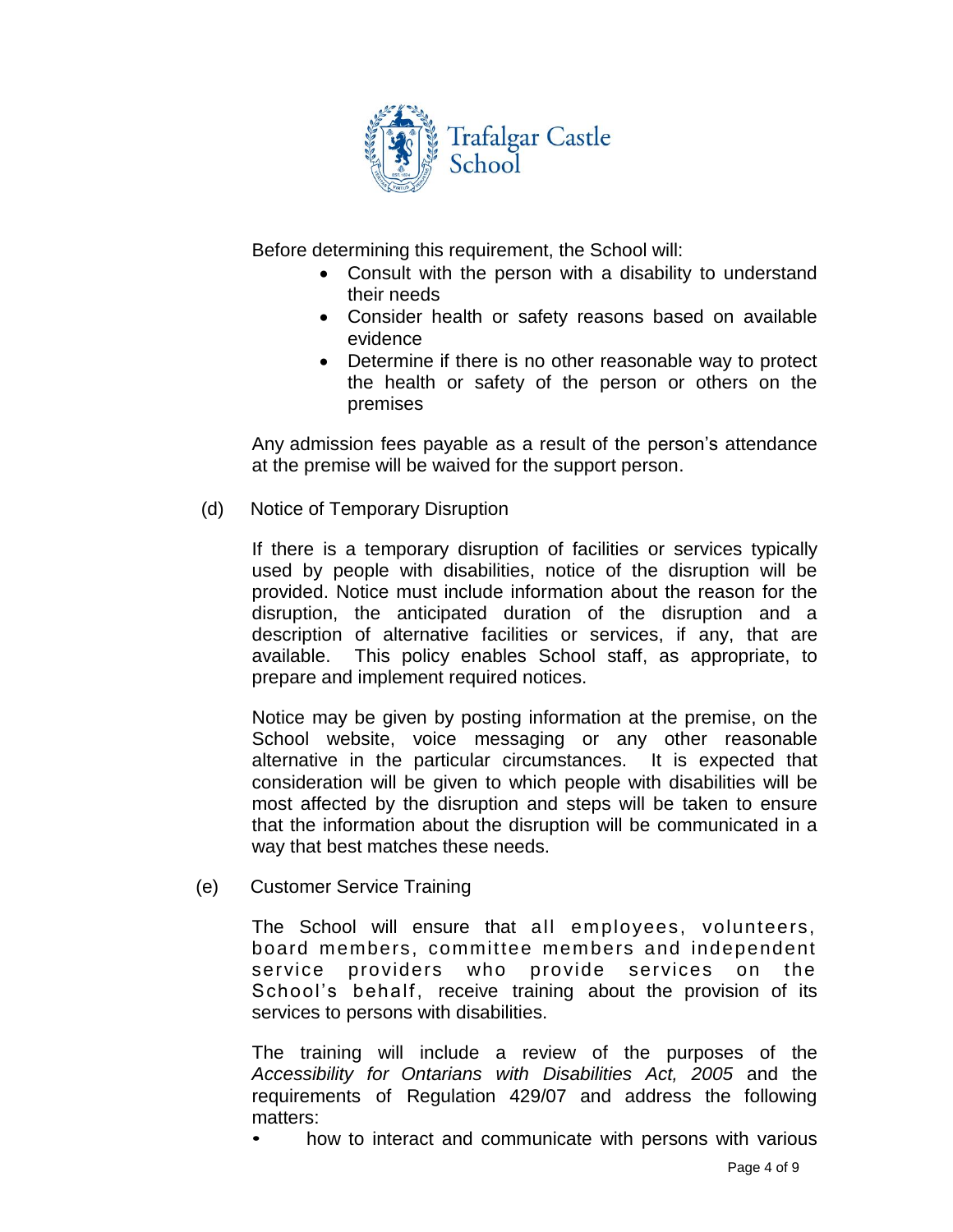Before determining this requirement, the School will:

- Consult with the person with a disability to understand their needs
- Consider health or safety reasons based on available evidence
- Determine if there is no other reasonable way to protect the health or safety of the person or others on the premises

Any admission fees payable as a result of the person's attendance at the premise will be waived for the support person.

(d) Notice of Temporary Disruption

If there is a temporary disruption of facilities or services typically used by people with disabilities, notice of the disruption will be provided. Notice must include information about the reason for the disruption, the anticipated duration of the disruption and a description of alternative facilities or services, if any, that are available. This policy enables School staff, as appropriate, to prepare and implement required notices.

Notice may be given by posting information at the premise, on the School website, voice messaging or any other reasonable alternative in the particular circumstances. It is expected that consideration will be given to which people with disabilities will be most affected by the disruption and steps will be taken to ensure that the information about the disruption will be communicated in a way that best matches these needs.

(e) Customer Service Training

The School will ensure that all employees, volunteers, board members, committee members and independent service providers who provide services on the School's behalf, receive training about the provision of its services to persons with disabilities.

The training will include a review of the purposes of the *Accessibility for Ontarians with Disabilities Act, 2005* and the requirements of Regulation 429/07 and address the following matters:

- how to interact and communicate with persons with various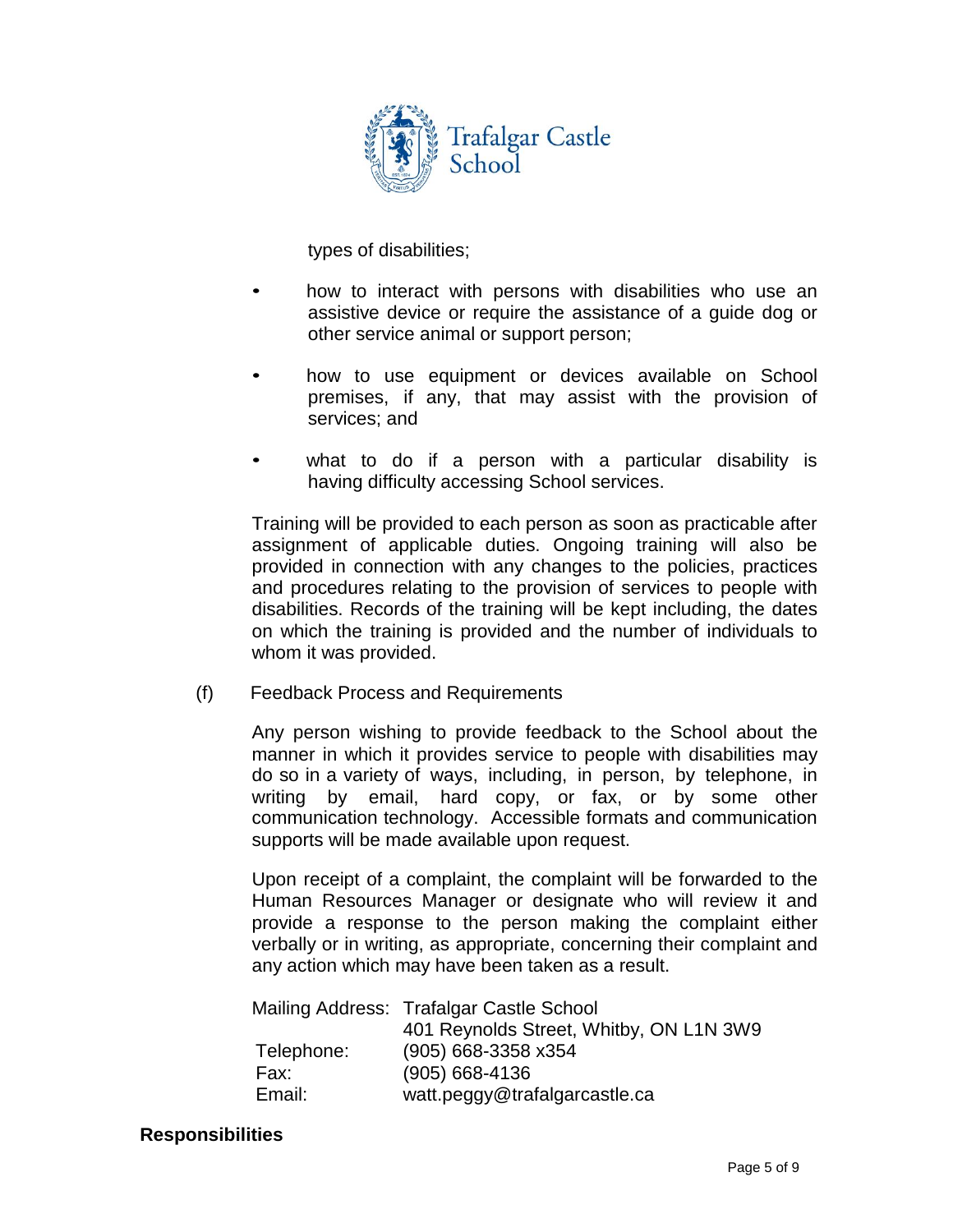types of disabilities;

- how to interact with persons with disabilities who use an assistive device or require the assistance of a guide dog or other service animal or support person;
- how to use equipment or devices available on School premises, if any, that may assist with the provision of services; and
- what to do if a person with a particular disability is having difficulty accessing School services.

Training will be provided to each person as soon as practicable after assignment of applicable duties. Ongoing training will also be provided in connection with any changes to the policies, practices and procedures relating to the provision of services to people with disabilities. Records of the training will be kept including, the dates on which the training is provided and the number of individuals to whom it was provided.

(f) Feedback Process and Requirements

Any person wishing to provide feedback to the School about the manner in which it provides service to people with disabilities may do so in a variety of ways, including, in person, by telephone, in writing by email, hard copy, or fax, or by some other communication technology. Accessible formats and communication supports will be made available upon request.

Upon receipt of a complaint, the complaint will be forwarded to the Human Resources Manager or designate who will review it and provide a response to the person making the complaint either verbally or in writing, as appropriate, concerning their complaint and any action which may have been taken as a result.

| | |
|---|---|
| Mailing Address: | Trafalgar Castle School<br>401 Reynolds Street, Whitby, ON L1N 3W9 |
| Telephone: | (905) 668-3358 x354 |
| Fax: | (905) 668-4136 |
| Email: | watt.peggy@trafalgarcastle.ca |

**Responsibilities**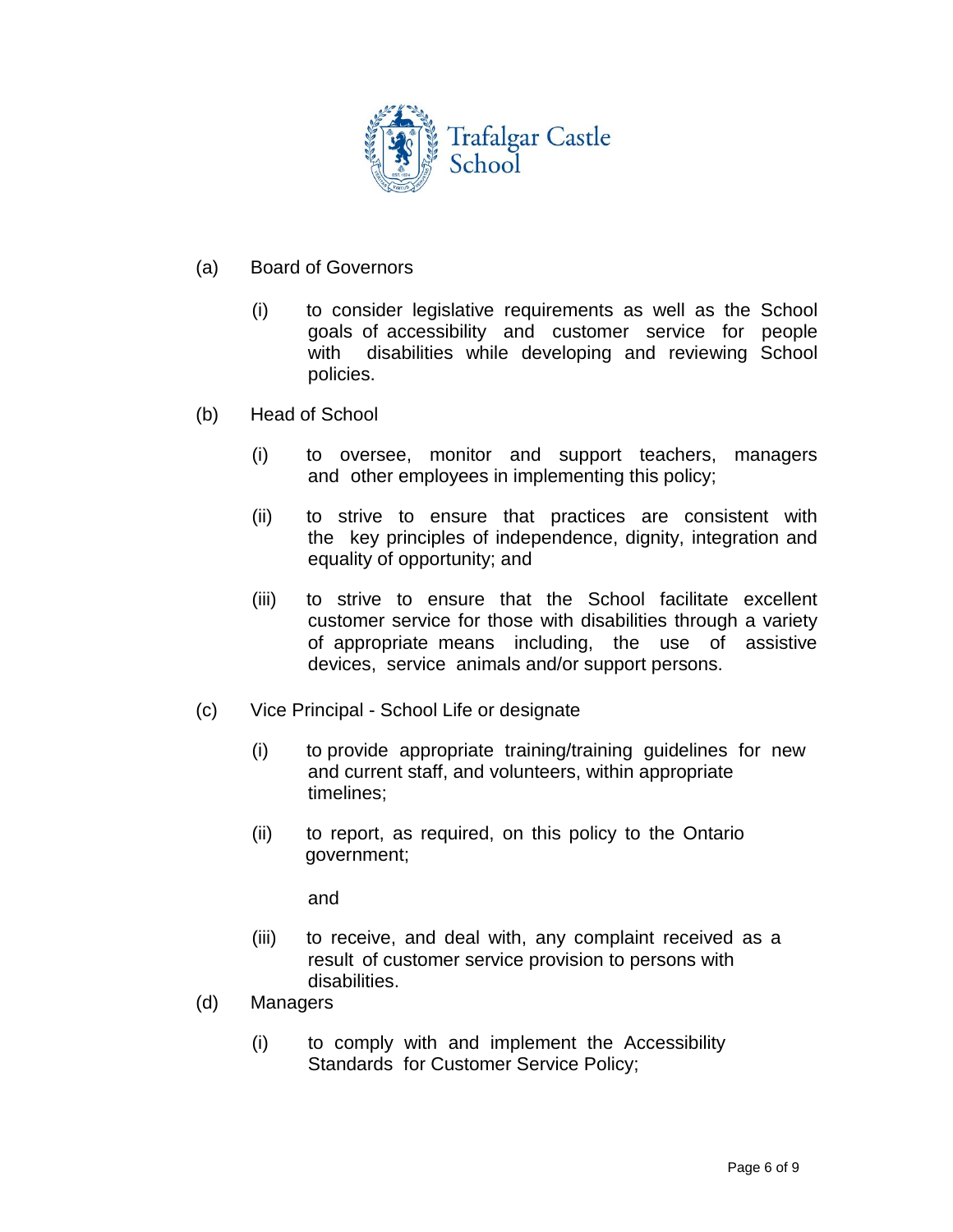(a) Board of Governors

- (i) to consider legislative requirements as well as the School goals of accessibility and customer service for people with disabilities while developing and reviewing School policies.

(b) Head of School

- (i) to oversee, monitor and support teachers, managers and other employees in implementing this policy;
- (ii) to strive to ensure that practices are consistent with the key principles of independence, dignity, integration and equality of opportunity; and
- (iii) to strive to ensure that the School facilitate excellent customer service for those with disabilities through a variety of appropriate means including, the use of assistive devices, service animals and/or support persons.

(c) Vice Principal - School Life or designate

- (i) to provide appropriate training/training guidelines for new and current staff, and volunteers, within appropriate timelines;
- (ii) to report, as required, on this policy to the Ontario government;

  and

- (iii) to receive, and deal with, any complaint received as a result of customer service provision to persons with disabilities.

(d) Managers

- (i) to comply with and implement the Accessibility Standards for Customer Service Policy;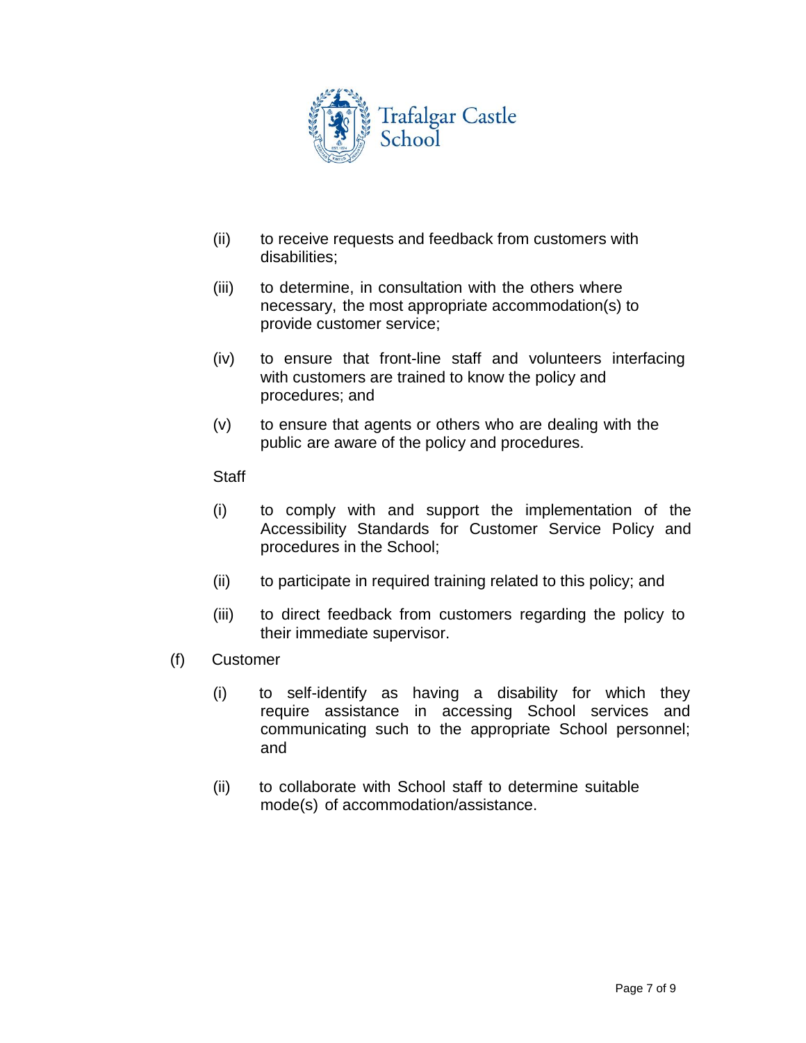(ii) to receive requests and feedback from customers with disabilities;

(iii) to determine, in consultation with the others where necessary, the most appropriate accommodation(s) to provide customer service;

(iv) to ensure that front-line staff and volunteers interfacing with customers are trained to know the policy and procedures; and

(v) to ensure that agents or others who are dealing with the public are aware of the policy and procedures.

Staff

(i) to comply with and support the implementation of the Accessibility Standards for Customer Service Policy and procedures in the School;

(ii) to participate in required training related to this policy; and

(iii) to direct feedback from customers regarding the policy to their immediate supervisor.

(f) Customer

(i) to self-identify as having a disability for which they require assistance in accessing School services and communicating such to the appropriate School personnel; and

(ii) to collaborate with School staff to determine suitable mode(s) of accommodation/assistance.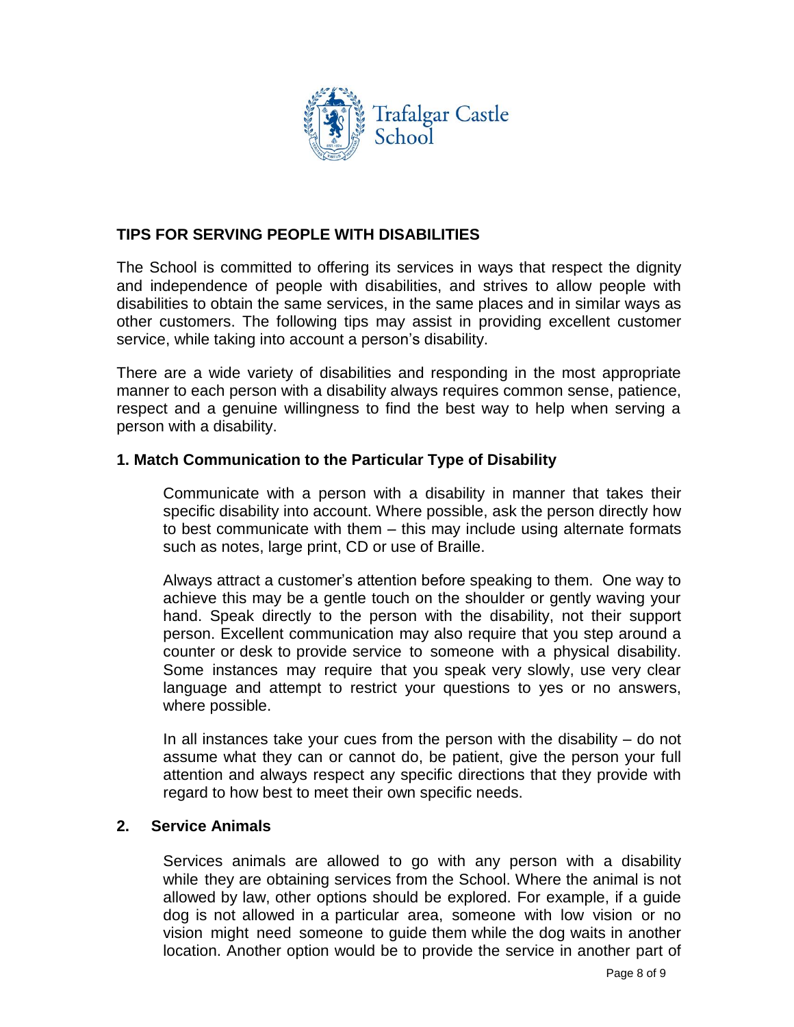## TIPS FOR SERVING PEOPLE WITH DISABILITIES

The School is committed to offering its services in ways that respect the dignity and independence of people with disabilities, and strives to allow people with disabilities to obtain the same services, in the same places and in similar ways as other customers. The following tips may assist in providing excellent customer service, while taking into account a person's disability.

There are a wide variety of disabilities and responding in the most appropriate manner to each person with a disability always requires common sense, patience, respect and a genuine willingness to find the best way to help when serving a person with a disability.

### 1. Match Communication to the Particular Type of Disability

Communicate with a person with a disability in manner that takes their specific disability into account. Where possible, ask the person directly how to best communicate with them – this may include using alternate formats such as notes, large print, CD or use of Braille.

Always attract a customer's attention before speaking to them. One way to achieve this may be a gentle touch on the shoulder or gently waving your hand. Speak directly to the person with the disability, not their support person. Excellent communication may also require that you step around a counter or desk to provide service to someone with a physical disability. Some instances may require that you speak very slowly, use very clear language and attempt to restrict your questions to yes or no answers, where possible.

In all instances take your cues from the person with the disability – do not assume what they can or cannot do, be patient, give the person your full attention and always respect any specific directions that they provide with regard to how best to meet their own specific needs.

### 2. Service Animals

Services animals are allowed to go with any person with a disability while they are obtaining services from the School. Where the animal is not allowed by law, other options should be explored. For example, if a guide dog is not allowed in a particular area, someone with low vision or no vision might need someone to guide them while the dog waits in another location. Another option would be to provide the service in another part of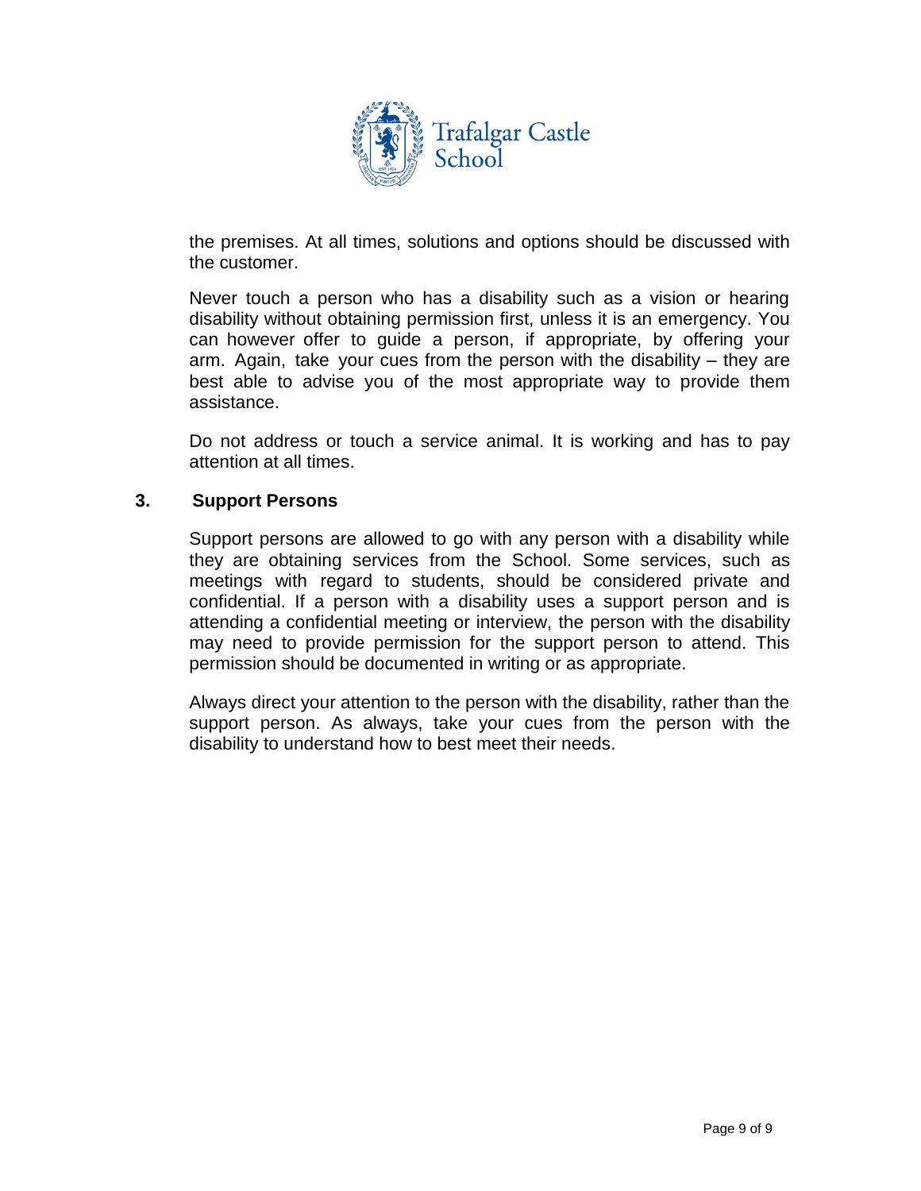the premises. At all times, solutions and options should be discussed with the customer.

Never touch a person who has a disability such as a vision or hearing disability without obtaining permission first, unless it is an emergency. You can however offer to guide a person, if appropriate, by offering your arm. Again, take your cues from the person with the disability – they are best able to advise you of the most appropriate way to provide them assistance.

Do not address or touch a service animal. It is working and has to pay attention at all times.

## 3. Support Persons

Support persons are allowed to go with any person with a disability while they are obtaining services from the School. Some services, such as meetings with regard to students, should be considered private and confidential. If a person with a disability uses a support person and is attending a confidential meeting or interview, the person with the disability may need to provide permission for the support person to attend. This permission should be documented in writing or as appropriate.

Always direct your attention to the person with the disability, rather than the support person. As always, take your cues from the person with the disability to understand how to best meet their needs.